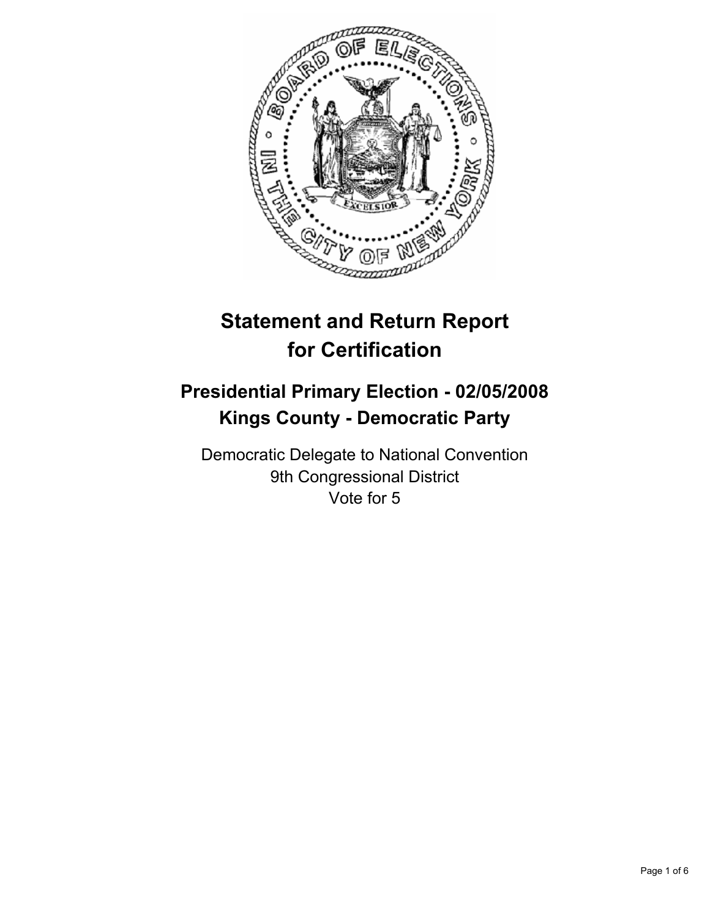# Statement and Return Report for Certification

## Presidential Primary Election - 02/05/2008
## Kings County - Democratic Party

Democratic Delegate to National Convention
9th Congressional District
Vote for 5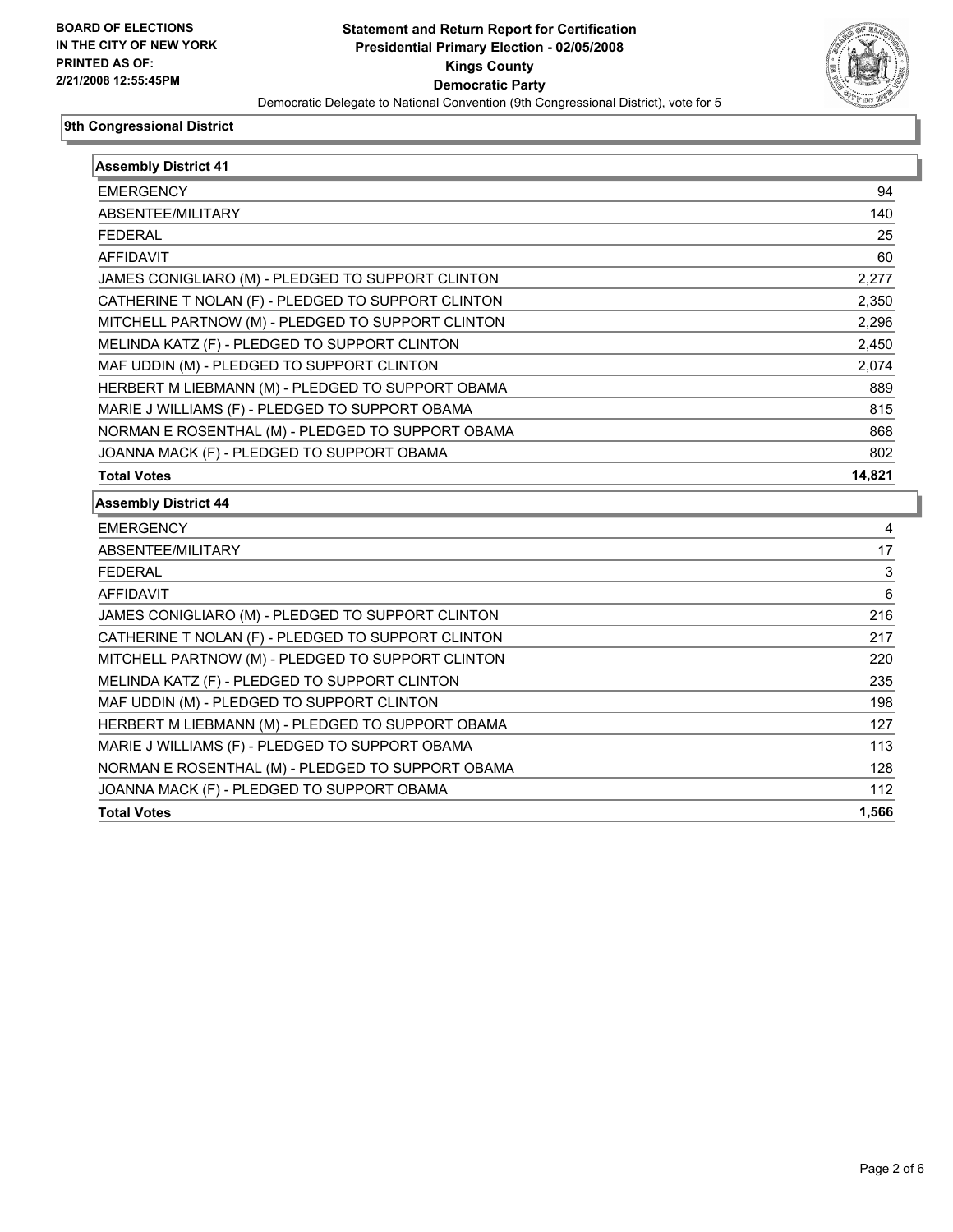**BOARD OF ELECTIONS IN THE CITY OF NEW YORK PRINTED AS OF: 2/21/2008 12:55:45PM**

**Statement and Return Report for Certification**
**Presidential Primary Election - 02/05/2008**
**Kings County**
**Democratic Party**
Democratic Delegate to National Convention (9th Congressional District), vote for 5

## 9th Congressional District

| Assembly District 41 | |
|---|---|
| EMERGENCY | 94 |
| ABSENTEE/MILITARY | 140 |
| FEDERAL | 25 |
| AFFIDAVIT | 60 |
| JAMES CONIGLIARO (M) - PLEDGED TO SUPPORT CLINTON | 2,277 |
| CATHERINE T NOLAN (F) - PLEDGED TO SUPPORT CLINTON | 2,350 |
| MITCHELL PARTNOW (M) - PLEDGED TO SUPPORT CLINTON | 2,296 |
| MELINDA KATZ (F) - PLEDGED TO SUPPORT CLINTON | 2,450 |
| MAF UDDIN (M) - PLEDGED TO SUPPORT CLINTON | 2,074 |
| HERBERT M LIEBMANN (M) - PLEDGED TO SUPPORT OBAMA | 889 |
| MARIE J WILLIAMS (F) - PLEDGED TO SUPPORT OBAMA | 815 |
| NORMAN E ROSENTHAL (M) - PLEDGED TO SUPPORT OBAMA | 868 |
| JOANNA MACK (F) - PLEDGED TO SUPPORT OBAMA | 802 |
| **Total Votes** | **14,821** |

| Assembly District 44 | |
|---|---|
| EMERGENCY | 4 |
| ABSENTEE/MILITARY | 17 |
| FEDERAL | 3 |
| AFFIDAVIT | 6 |
| JAMES CONIGLIARO (M) - PLEDGED TO SUPPORT CLINTON | 216 |
| CATHERINE T NOLAN (F) - PLEDGED TO SUPPORT CLINTON | 217 |
| MITCHELL PARTNOW (M) - PLEDGED TO SUPPORT CLINTON | 220 |
| MELINDA KATZ (F) - PLEDGED TO SUPPORT CLINTON | 235 |
| MAF UDDIN (M) - PLEDGED TO SUPPORT CLINTON | 198 |
| HERBERT M LIEBMANN (M) - PLEDGED TO SUPPORT OBAMA | 127 |
| MARIE J WILLIAMS (F) - PLEDGED TO SUPPORT OBAMA | 113 |
| NORMAN E ROSENTHAL (M) - PLEDGED TO SUPPORT OBAMA | 128 |
| JOANNA MACK (F) - PLEDGED TO SUPPORT OBAMA | 112 |
| **Total Votes** | **1,566** |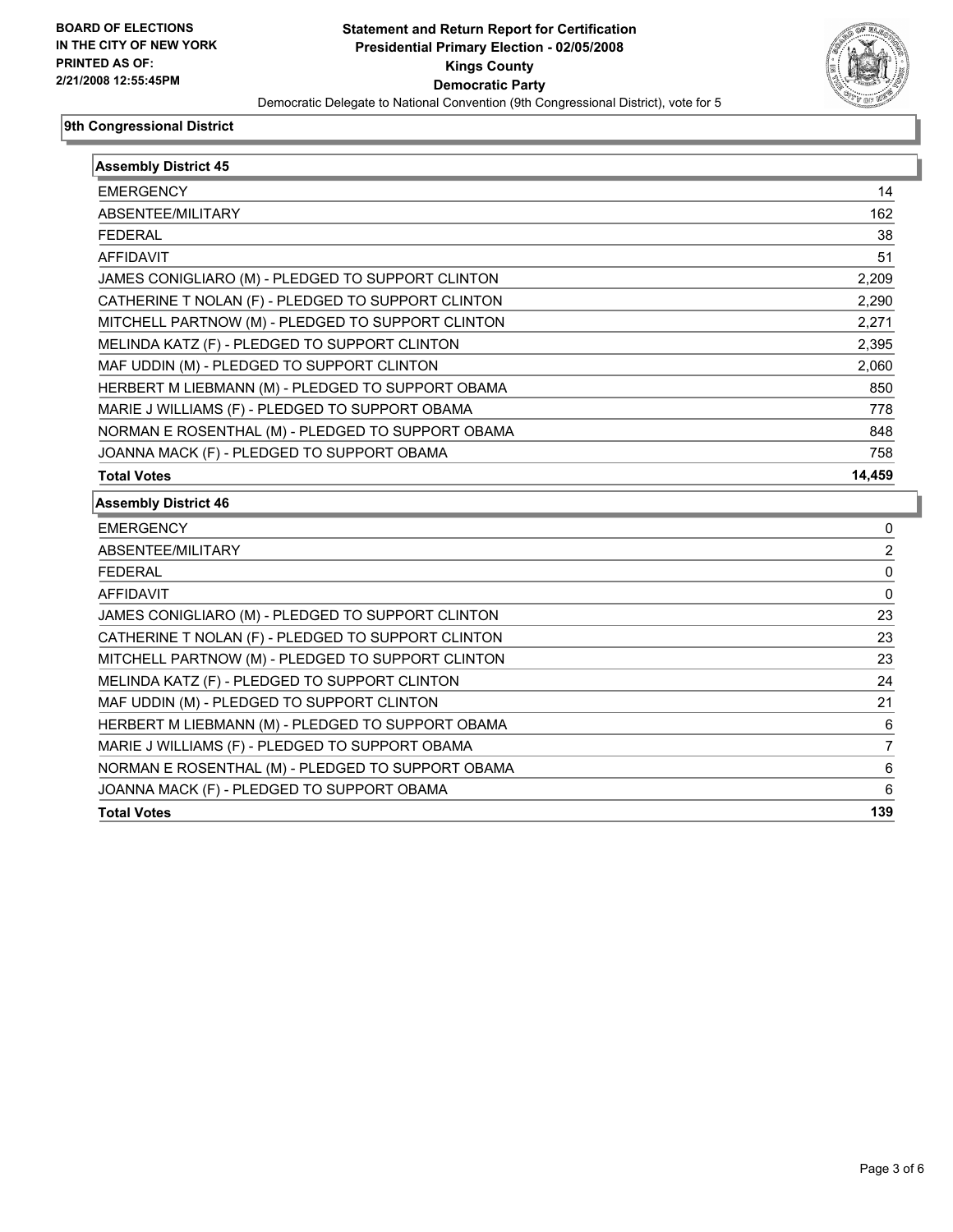BOARD OF ELECTIONS
IN THE CITY OF NEW YORK
PRINTED AS OF:
2/21/2008 12:55:45PM

# Statement and Return Report for Certification
## Presidential Primary Election - 02/05/2008
## Kings County
## Democratic Party

Democratic Delegate to National Convention (9th Congressional District), vote for 5

### 9th Congressional District

**Assembly District 45**

| | |
|---|---|
| EMERGENCY | 14 |
| ABSENTEE/MILITARY | 162 |
| FEDERAL | 38 |
| AFFIDAVIT | 51 |
| JAMES CONIGLIARO (M) - PLEDGED TO SUPPORT CLINTON | 2,209 |
| CATHERINE T NOLAN (F) - PLEDGED TO SUPPORT CLINTON | 2,290 |
| MITCHELL PARTNOW (M) - PLEDGED TO SUPPORT CLINTON | 2,271 |
| MELINDA KATZ (F) - PLEDGED TO SUPPORT CLINTON | 2,395 |
| MAF UDDIN (M) - PLEDGED TO SUPPORT CLINTON | 2,060 |
| HERBERT M LIEBMANN (M) - PLEDGED TO SUPPORT OBAMA | 850 |
| MARIE J WILLIAMS (F) - PLEDGED TO SUPPORT OBAMA | 778 |
| NORMAN E ROSENTHAL (M) - PLEDGED TO SUPPORT OBAMA | 848 |
| JOANNA MACK (F) - PLEDGED TO SUPPORT OBAMA | 758 |
| **Total Votes** | **14,459** |

**Assembly District 46**

| | |
|---|---|
| EMERGENCY | 0 |
| ABSENTEE/MILITARY | 2 |
| FEDERAL | 0 |
| AFFIDAVIT | 0 |
| JAMES CONIGLIARO (M) - PLEDGED TO SUPPORT CLINTON | 23 |
| CATHERINE T NOLAN (F) - PLEDGED TO SUPPORT CLINTON | 23 |
| MITCHELL PARTNOW (M) - PLEDGED TO SUPPORT CLINTON | 23 |
| MELINDA KATZ (F) - PLEDGED TO SUPPORT CLINTON | 24 |
| MAF UDDIN (M) - PLEDGED TO SUPPORT CLINTON | 21 |
| HERBERT M LIEBMANN (M) - PLEDGED TO SUPPORT OBAMA | 6 |
| MARIE J WILLIAMS (F) - PLEDGED TO SUPPORT OBAMA | 7 |
| NORMAN E ROSENTHAL (M) - PLEDGED TO SUPPORT OBAMA | 6 |
| JOANNA MACK (F) - PLEDGED TO SUPPORT OBAMA | 6 |
| **Total Votes** | **139** |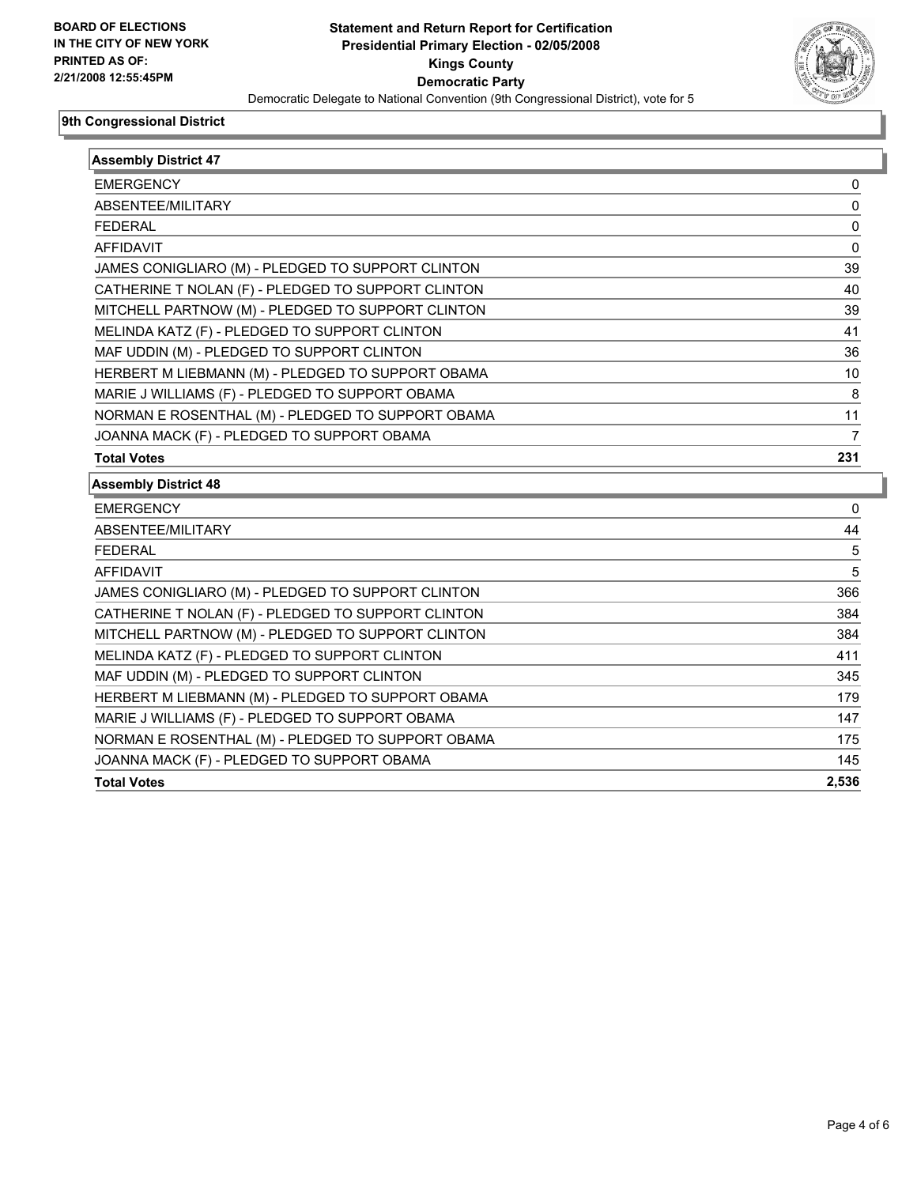**BOARD OF ELECTIONS IN THE CITY OF NEW YORK PRINTED AS OF: 2/21/2008 12:55:45PM**

# Statement and Return Report for Certification
## Presidential Primary Election - 02/05/2008
## Kings County
## Democratic Party
Democratic Delegate to National Convention (9th Congressional District), vote for 5

### 9th Congressional District

| Assembly District 47 | |
|---|---|
| EMERGENCY | 0 |
| ABSENTEE/MILITARY | 0 |
| FEDERAL | 0 |
| AFFIDAVIT | 0 |
| JAMES CONIGLIARO (M) - PLEDGED TO SUPPORT CLINTON | 39 |
| CATHERINE T NOLAN (F) - PLEDGED TO SUPPORT CLINTON | 40 |
| MITCHELL PARTNOW (M) - PLEDGED TO SUPPORT CLINTON | 39 |
| MELINDA KATZ (F) - PLEDGED TO SUPPORT CLINTON | 41 |
| MAF UDDIN (M) - PLEDGED TO SUPPORT CLINTON | 36 |
| HERBERT M LIEBMANN (M) - PLEDGED TO SUPPORT OBAMA | 10 |
| MARIE J WILLIAMS (F) - PLEDGED TO SUPPORT OBAMA | 8 |
| NORMAN E ROSENTHAL (M) - PLEDGED TO SUPPORT OBAMA | 11 |
| JOANNA MACK (F) - PLEDGED TO SUPPORT OBAMA | 7 |
| **Total Votes** | **231** |

| Assembly District 48 | |
|---|---|
| EMERGENCY | 0 |
| ABSENTEE/MILITARY | 44 |
| FEDERAL | 5 |
| AFFIDAVIT | 5 |
| JAMES CONIGLIARO (M) - PLEDGED TO SUPPORT CLINTON | 366 |
| CATHERINE T NOLAN (F) - PLEDGED TO SUPPORT CLINTON | 384 |
| MITCHELL PARTNOW (M) - PLEDGED TO SUPPORT CLINTON | 384 |
| MELINDA KATZ (F) - PLEDGED TO SUPPORT CLINTON | 411 |
| MAF UDDIN (M) - PLEDGED TO SUPPORT CLINTON | 345 |
| HERBERT M LIEBMANN (M) - PLEDGED TO SUPPORT OBAMA | 179 |
| MARIE J WILLIAMS (F) - PLEDGED TO SUPPORT OBAMA | 147 |
| NORMAN E ROSENTHAL (M) - PLEDGED TO SUPPORT OBAMA | 175 |
| JOANNA MACK (F) - PLEDGED TO SUPPORT OBAMA | 145 |
| **Total Votes** | **2,536** |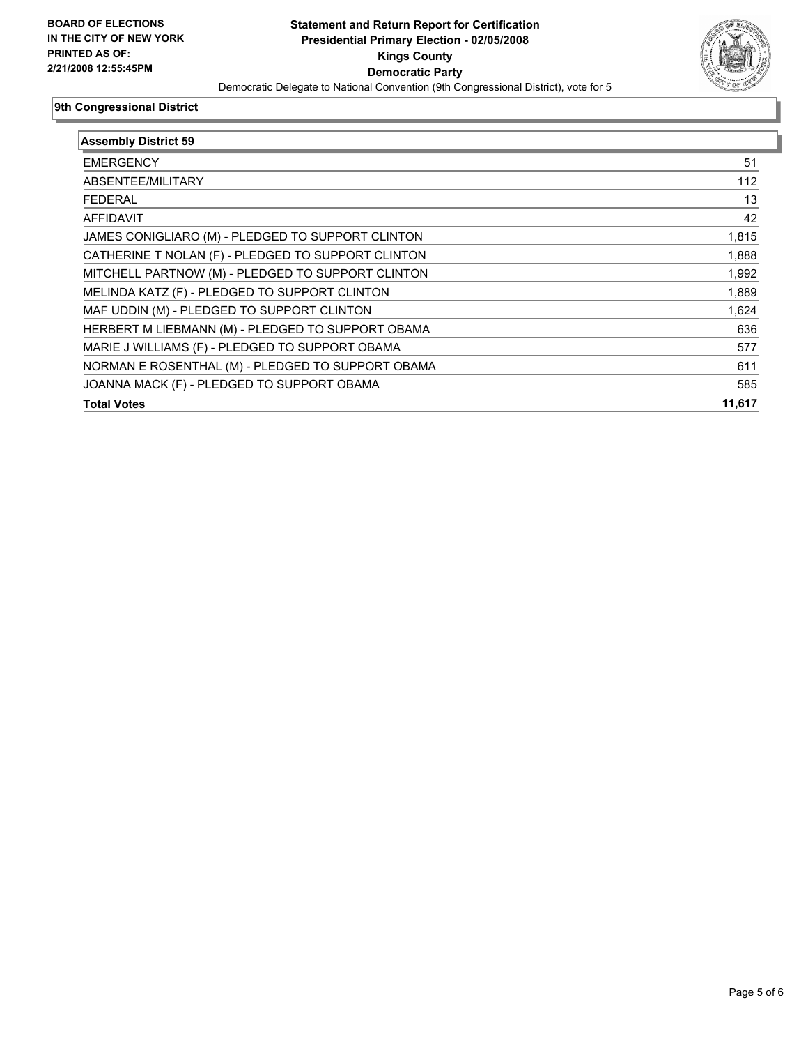**BOARD OF ELECTIONS IN THE CITY OF NEW YORK PRINTED AS OF: 2/21/2008 12:55:45PM**

# Statement and Return Report for Certification
## Presidential Primary Election - 02/05/2008
## Kings County
## Democratic Party

Democratic Delegate to National Convention (9th Congressional District), vote for 5

### 9th Congressional District

| Assembly District 59 | |
|---|---|
| EMERGENCY | 51 |
| ABSENTEE/MILITARY | 112 |
| FEDERAL | 13 |
| AFFIDAVIT | 42 |
| JAMES CONIGLIARO (M) - PLEDGED TO SUPPORT CLINTON | 1,815 |
| CATHERINE T NOLAN (F) - PLEDGED TO SUPPORT CLINTON | 1,888 |
| MITCHELL PARTNOW (M) - PLEDGED TO SUPPORT CLINTON | 1,992 |
| MELINDA KATZ (F) - PLEDGED TO SUPPORT CLINTON | 1,889 |
| MAF UDDIN (M) - PLEDGED TO SUPPORT CLINTON | 1,624 |
| HERBERT M LIEBMANN (M) - PLEDGED TO SUPPORT OBAMA | 636 |
| MARIE J WILLIAMS (F) - PLEDGED TO SUPPORT OBAMA | 577 |
| NORMAN E ROSENTHAL (M) - PLEDGED TO SUPPORT OBAMA | 611 |
| JOANNA MACK (F) - PLEDGED TO SUPPORT OBAMA | 585 |
| **Total Votes** | **11,617** |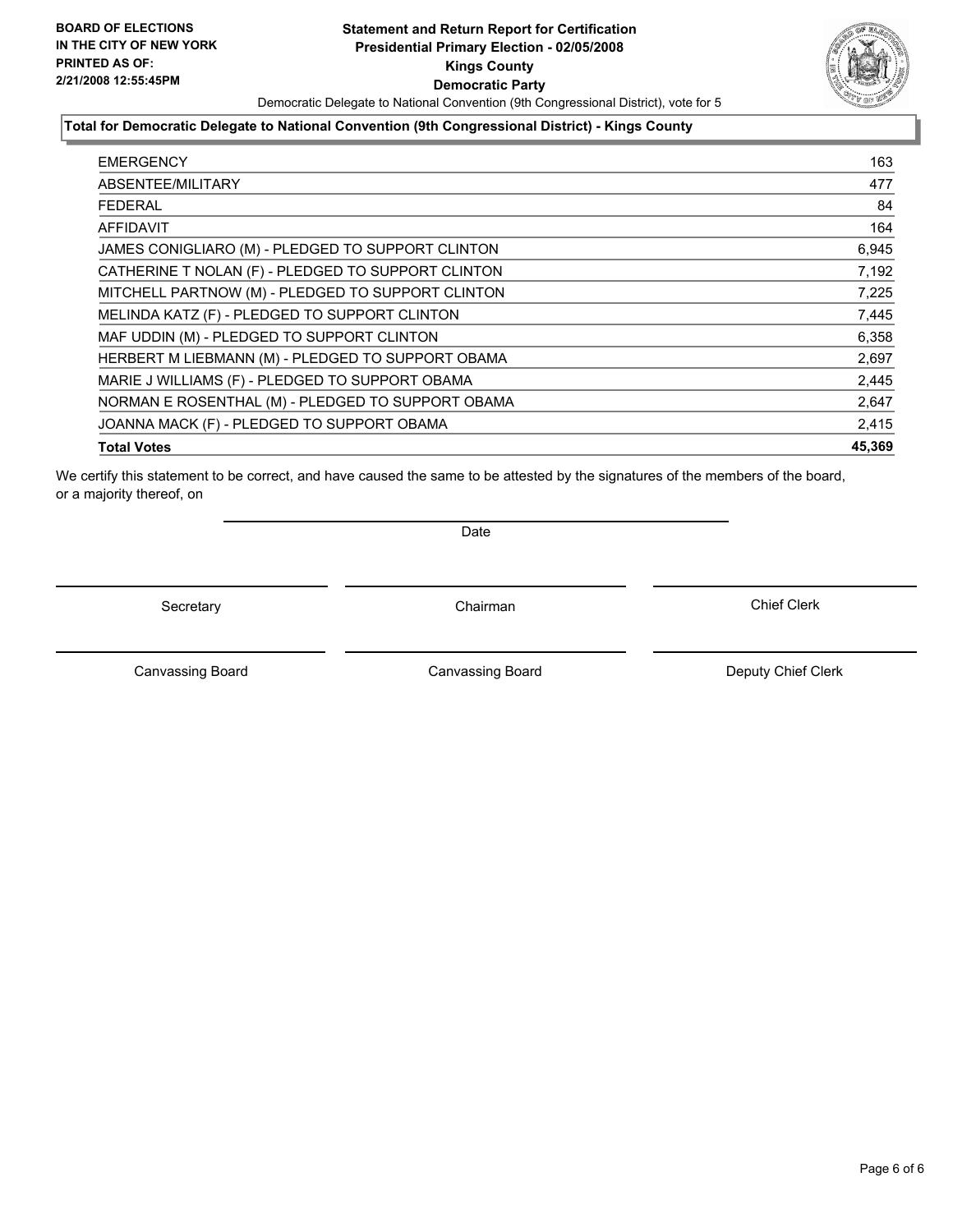**BOARD OF ELECTIONS IN THE CITY OF NEW YORK PRINTED AS OF: 2/21/2008 12:55:45PM**

# Statement and Return Report for Certification
## Presidential Primary Election - 02/05/2008
## Kings County
## Democratic Party

Democratic Delegate to National Convention (9th Congressional District), vote for 5

**Total for Democratic Delegate to National Convention (9th Congressional District) - Kings County**

| | |
|---|---|
| EMERGENCY | 163 |
| ABSENTEE/MILITARY | 477 |
| FEDERAL | 84 |
| AFFIDAVIT | 164 |
| JAMES CONIGLIARO (M) - PLEDGED TO SUPPORT CLINTON | 6,945 |
| CATHERINE T NOLAN (F) - PLEDGED TO SUPPORT CLINTON | 7,192 |
| MITCHELL PARTNOW (M) - PLEDGED TO SUPPORT CLINTON | 7,225 |
| MELINDA KATZ (F) - PLEDGED TO SUPPORT CLINTON | 7,445 |
| MAF UDDIN (M) - PLEDGED TO SUPPORT CLINTON | 6,358 |
| HERBERT M LIEBMANN (M) - PLEDGED TO SUPPORT OBAMA | 2,697 |
| MARIE J WILLIAMS (F) - PLEDGED TO SUPPORT OBAMA | 2,445 |
| NORMAN E ROSENTHAL (M) - PLEDGED TO SUPPORT OBAMA | 2,647 |
| JOANNA MACK (F) - PLEDGED TO SUPPORT OBAMA | 2,415 |
| **Total Votes** | **45,369** |

We certify this statement to be correct, and have caused the same to be attested by the signatures of the members of the board, or a majority thereof, on

Date

Secretary

Chairman

Chief Clerk

Canvassing Board

Canvassing Board

Deputy Chief Clerk